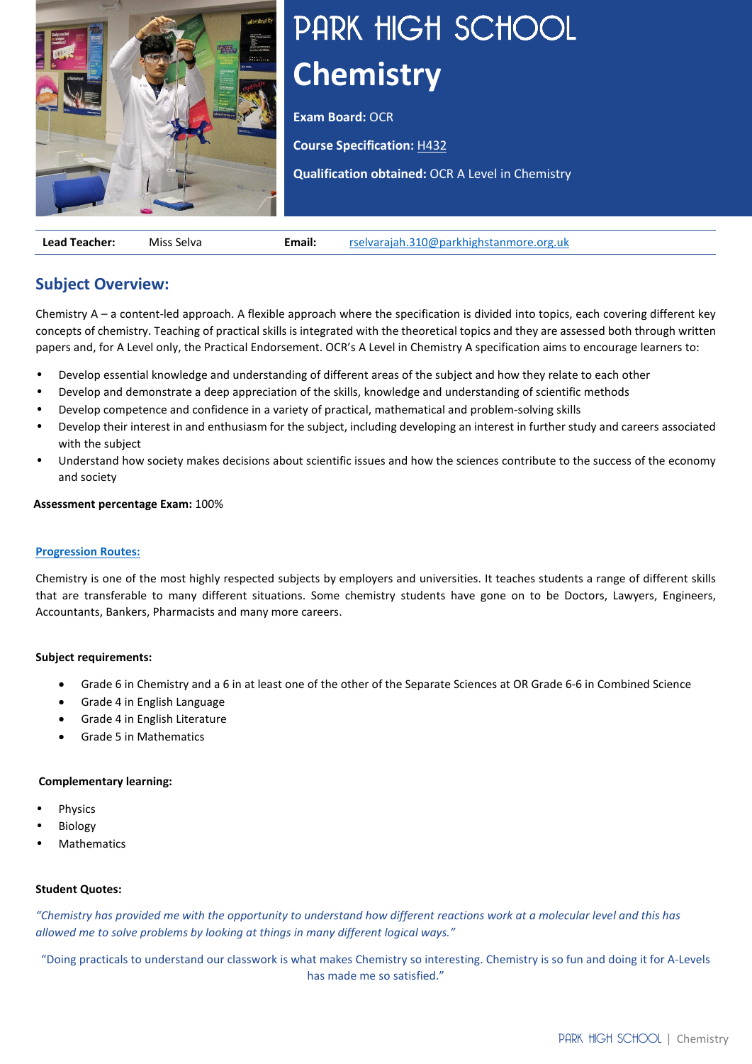# PARK HIGH SCHOOL

# Chemistry

**Exam Board:** OCR

**Course Specification:** H432

**Qualification obtained:** OCR A Level in Chemistry

| **Lead Teacher:** | Miss Selva | **Email:** | rselvarajah.310@parkhighstanmore.org.uk |
|---|---|---|---|

## Subject Overview:

Chemistry A – a content-led approach. A flexible approach where the specification is divided into topics, each covering different key concepts of chemistry. Teaching of practical skills is integrated with the theoretical topics and they are assessed both through written papers and, for A Level only, the Practical Endorsement. OCR's A Level in Chemistry A specification aims to encourage learners to:

- Develop essential knowledge and understanding of different areas of the subject and how they relate to each other
- Develop and demonstrate a deep appreciation of the skills, knowledge and understanding of scientific methods
- Develop competence and confidence in a variety of practical, mathematical and problem-solving skills
- Develop their interest in and enthusiasm for the subject, including developing an interest in further study and careers associated with the subject
- Understand how society makes decisions about scientific issues and how the sciences contribute to the success of the economy and society

**Assessment percentage Exam:** 100%

**Progression Routes:**

Chemistry is one of the most highly respected subjects by employers and universities. It teaches students a range of different skills that are transferable to many different situations. Some chemistry students have gone on to be Doctors, Lawyers, Engineers, Accountants, Bankers, Pharmacists and many more careers.

**Subject requirements:**

- Grade 6 in Chemistry and a 6 in at least one of the other of the Separate Sciences at OR Grade 6-6 in Combined Science
- Grade 4 in English Language
- Grade 4 in English Literature
- Grade 5 in Mathematics

**Complementary learning:**

- Physics
- Biology
- Mathematics

**Student Quotes:**

*"Chemistry has provided me with the opportunity to understand how different reactions work at a molecular level and this has allowed me to solve problems by looking at things in many different logical ways."*

"Doing practicals to understand our classwork is what makes Chemistry so interesting. Chemistry is so fun and doing it for A-Levels has made me so satisfied."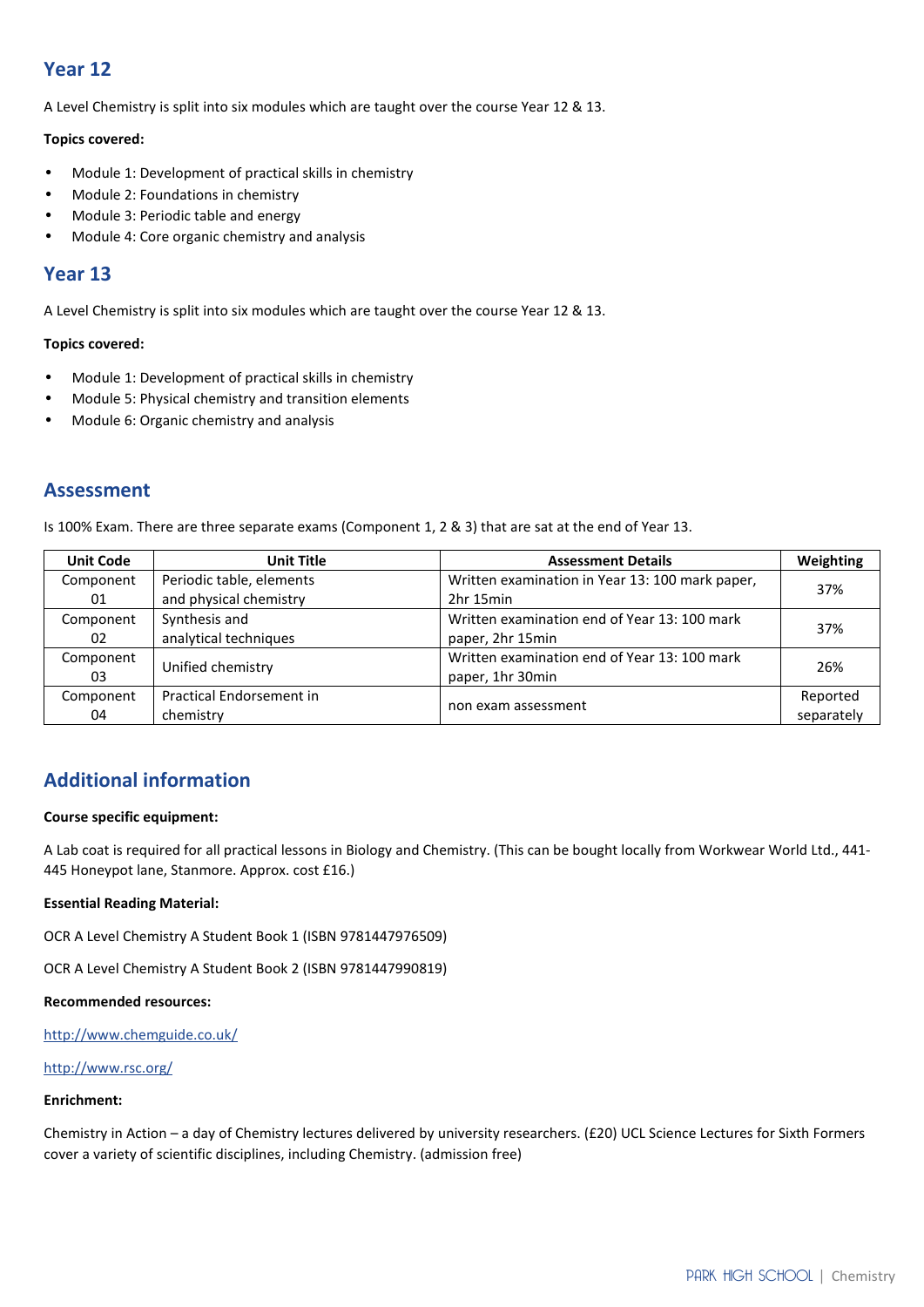## Year 12

A Level Chemistry is split into six modules which are taught over the course Year 12 & 13.

**Topics covered:**

- Module 1: Development of practical skills in chemistry
- Module 2: Foundations in chemistry
- Module 3: Periodic table and energy
- Module 4: Core organic chemistry and analysis

## Year 13

A Level Chemistry is split into six modules which are taught over the course Year 12 & 13.

**Topics covered:**

- Module 1: Development of practical skills in chemistry
- Module 5: Physical chemistry and transition elements
- Module 6: Organic chemistry and analysis

## Assessment

Is 100% Exam. There are three separate exams (Component 1, 2 & 3) that are sat at the end of Year 13.

| Unit Code | Unit Title | Assessment Details | Weighting |
|---|---|---|---|
| Component 01 | Periodic table, elements and physical chemistry | Written examination in Year 13: 100 mark paper, 2hr 15min | 37% |
| Component 02 | Synthesis and analytical techniques | Written examination end of Year 13: 100 mark paper, 2hr 15min | 37% |
| Component 03 | Unified chemistry | Written examination end of Year 13: 100 mark paper, 1hr 30min | 26% |
| Component 04 | Practical Endorsement in chemistry | non exam assessment | Reported separately |

## Additional information

**Course specific equipment:**

A Lab coat is required for all practical lessons in Biology and Chemistry. (This can be bought locally from Workwear World Ltd., 441-445 Honeypot lane, Stanmore. Approx. cost £16.)

**Essential Reading Material:**

OCR A Level Chemistry A Student Book 1 (ISBN 9781447976509)

OCR A Level Chemistry A Student Book 2 (ISBN 9781447990819)

**Recommended resources:**

http://www.chemguide.co.uk/

http://www.rsc.org/

**Enrichment:**

Chemistry in Action – a day of Chemistry lectures delivered by university researchers. (£20) UCL Science Lectures for Sixth Formers cover a variety of scientific disciplines, including Chemistry. (admission free)